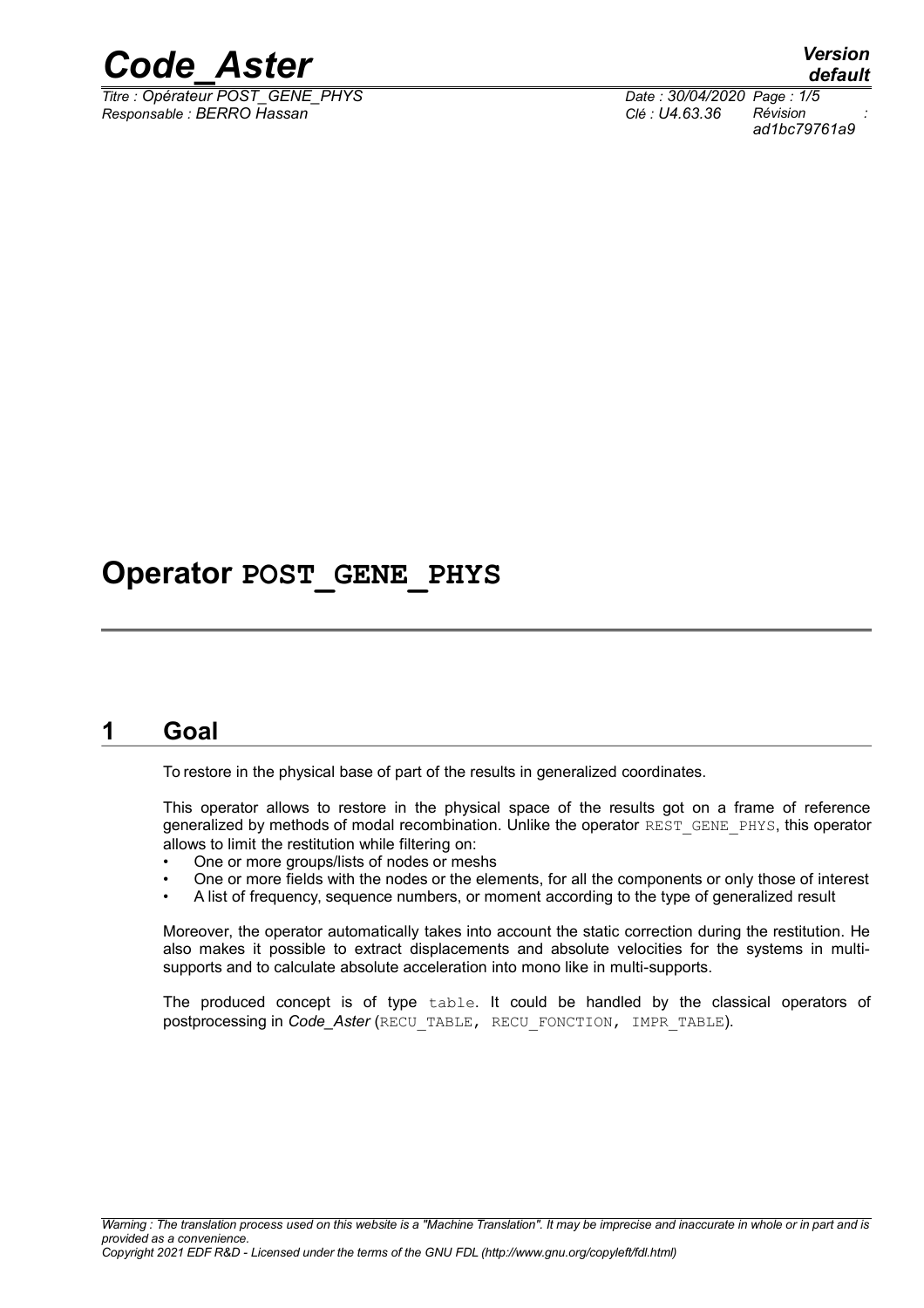# Operator POST_GENE_PHYS

## 1 Goal

To restore in the physical base of part of the results in generalized coordinates.

This operator allows to restore in the physical space of the results got on a frame of reference generalized by methods of modal recombination. Unlike the operator REST_GENE_PHYS, this operator allows to limit the restitution while filtering on:

- One or more groups/lists of nodes or meshs
- One or more fields with the nodes or the elements, for all the components or only those of interest
- A list of frequency, sequence numbers, or moment according to the type of generalized result

Moreover, the operator automatically takes into account the static correction during the restitution. He also makes it possible to extract displacements and absolute velocities for the systems in multi-supports and to calculate absolute acceleration into mono like in multi-supports.

The produced concept is of type table. It could be handled by the classical operators of postprocessing in *Code_Aster* (RECU_TABLE, RECU_FONCTION, IMPR_TABLE).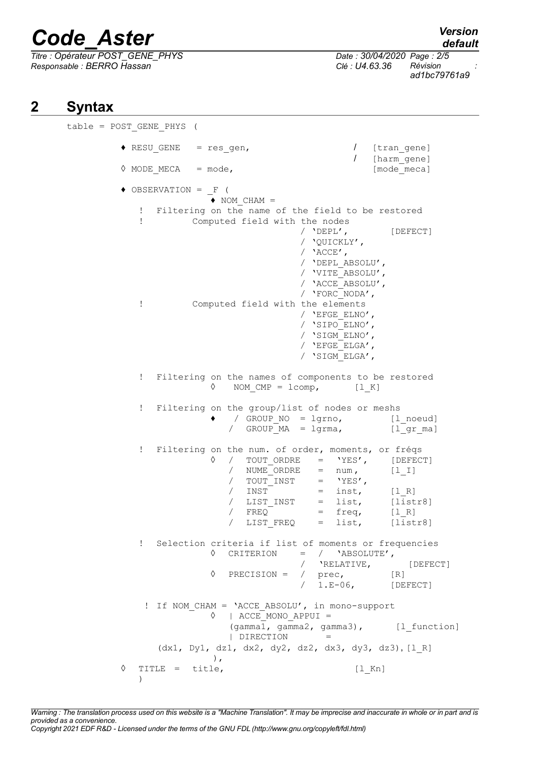## 2 Syntax

```
table = POST_GENE_PHYS (

        ♦ RESU_GENE   = res_gen,                    /   [tran_gene]
                                                    /   [harm_gene]
        ◊ MODE_MECA   = mode,                           [mode_meca]

        ♦ OBSERVATION = _F (
                       ♦ NOM_CHAM =
           !  Filtering on the name of the field to be restored
           !        Computed field with the nodes
                                      / 'DEPL',         [DEFECT]
                                      / 'QUICKLY',
                                      / 'ACCE',
                                      / 'DEPL_ABSOLU',
                                      / 'VITE_ABSOLU',
                                      / 'ACCE_ABSOLU',
                                      / 'FORC_NODA',
           !        Computed field with the elements
                                      / 'EFGE_ELNO',
                                      / 'SIPO_ELNO',
                                      / 'SIGM_ELNO',
                                      / 'EFGE_ELGA',
                                      / 'SIGM_ELGA',

           !  Filtering on the names of components to be restored
                      ◊   NOM_CMP = lcomp,       [l_K]

           !  Filtering on the group/list of nodes or meshs
                      ♦   / GROUP_NO  = lgrno,         [l_noeud]
                          / GROUP_MA  = lgrma,         [l_gr_ma]

           !  Filtering on the num. of order, moments, or fréqs
                      ◊  /  TOUT_ORDRE   =  'YES',     [DEFECT]
                         /  NUME_ORDRE   =  num,       [l_I]
                         /  TOUT_INST    =  'YES',
                         /  INST         =  inst,      [l_R]
                         /  LIST_INST    =  list,      [listr8]
                         /  FREQ         =  freq,      [l_R]
                         /  LIST_FREQ    =  list,      [listr8]

           !  Selection criteria if list of moments or frequencies
                      ◊  CRITERION    =  /  'ABSOLUTE',
                                         /  'RELATIVE,        [DEFECT]
                      ◊  PRECISION =  /  prec,          [R]
                                      /  1.E-06,        [DEFECT]

            ! If NOM_CHAM = 'ACCE_ABSOLU', in mono-support
                      ◊   | ACCE_MONO_APPUI =
                          (gamma1, gamma2, gamma3),      [l_function]
                          | DIRECTION       =
              (dx1, Dy1, dz1, dx2, dy2, dz2, dx3, dy3, dz3),[l_R]
                       ),
      ◊  TITLE =  title,                       [l_Kn]
         )
```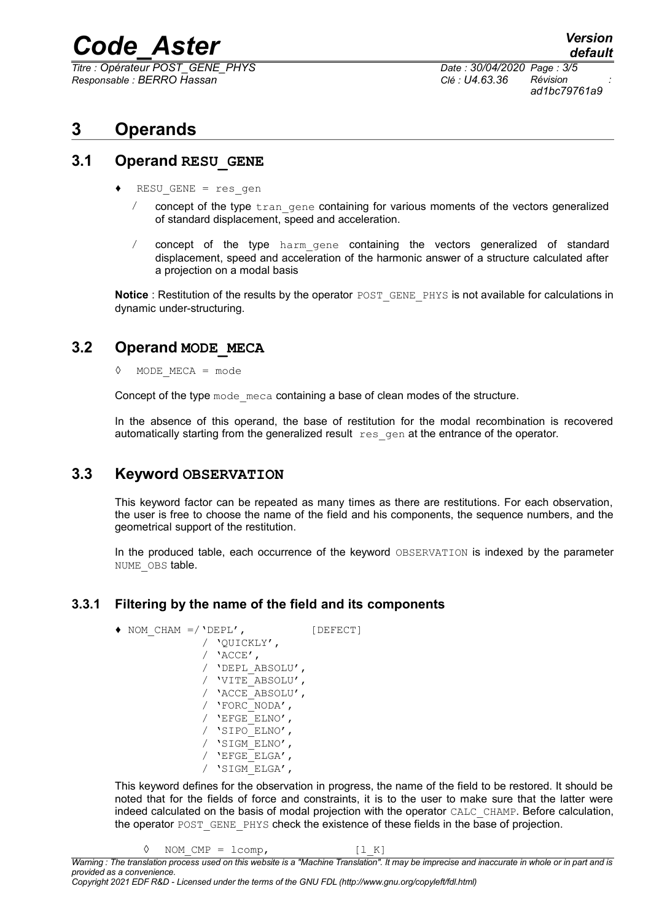# 3 Operands

## 3.1 Operand RESU_GENE

♦ RESU_GENE = res_gen

/ concept of the type tran_gene containing for various moments of the vectors generalized of standard displacement, speed and acceleration.

/ concept of the type harm_gene containing the vectors generalized of standard displacement, speed and acceleration of the harmonic answer of a structure calculated after a projection on a modal basis

**Notice** : Restitution of the results by the operator POST_GENE_PHYS is not available for calculations in dynamic under-structuring.

## 3.2 Operand MODE_MECA

◊ MODE_MECA = mode

Concept of the type mode_meca containing a base of clean modes of the structure.

In the absence of this operand, the base of restitution for the modal recombination is recovered automatically starting from the generalized result res_gen at the entrance of the operator.

## 3.3 Keyword OBSERVATION

This keyword factor can be repeated as many times as there are restitutions. For each observation, the user is free to choose the name of the field and his components, the sequence numbers, and the geometrical support of the restitution.

In the produced table, each occurrence of the keyword OBSERVATION is indexed by the parameter NUME_OBS table.

### 3.3.1 Filtering by the name of the field and its components

```
♦ NOM_CHAM =/'DEPL',          [DEFECT]
            / 'QUICKLY',
            / 'ACCE',
            / 'DEPL_ABSOLU',
            / 'VITE_ABSOLU',
            / 'ACCE_ABSOLU',
            / 'FORC_NODA',
            / 'EFGE_ELNO',
            / 'SIPO_ELNO',
            / 'SIGM_ELNO',
            / 'EFGE_ELGA',
            / 'SIGM_ELGA',
```

This keyword defines for the observation in progress, the name of the field to be restored. It should be noted that for the fields of force and constraints, it is to the user to make sure that the latter were indeed calculated on the basis of modal projection with the operator CALC_CHAMP. Before calculation, the operator POST_GENE_PHYS check the existence of these fields in the base of projection.

◊ NOM_CMP = lcomp,          [l_K]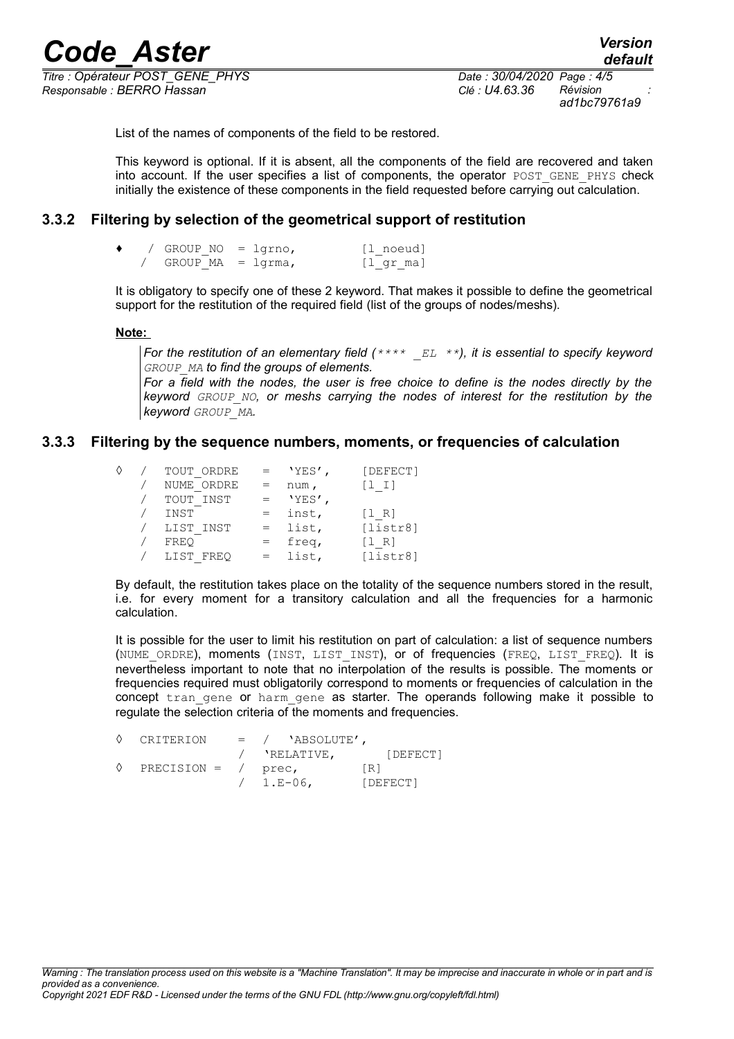List of the names of components of the field to be restored.

This keyword is optional. If it is absent, all the components of the field are recovered and taken into account. If the user specifies a list of components, the operator POST_GENE_PHYS check initially the existence of these components in the field requested before carrying out calculation.

### 3.3.2 Filtering by selection of the geometrical support of restitution

```
♦   / GROUP_NO  = lgrno,         [l_noeud]
    / GROUP_MA  = lgrma,         [l_gr_ma]
```

It is obligatory to specify one of these 2 keyword. That makes it possible to define the geometrical support for the restitution of the required field (list of the groups of nodes/meshs).

**Note:**

*For the restitution of an elementary field (**** _EL **), it is essential to specify keyword GROUP_MA to find the groups of elements.*
*For a field with the nodes, the user is free choice to define is the nodes directly by the keyword GROUP_NO, or meshs carrying the nodes of interest for the restitution by the keyword GROUP_MA.*

### 3.3.3 Filtering by the sequence numbers, moments, or frequencies of calculation

```
◊   /  TOUT_ORDRE   =  'YES',      [DEFECT]
    /  NUME_ORDRE   =  num,        [l_I]
    /  TOUT_INST    =  'YES',
    /  INST         =  inst,       [l_R]
    /  LIST_INST    =  list,       [listr8]
    /  FREQ         =  freq,       [l_R]
    /  LIST_FREQ    =  list,       [listr8]
```

By default, the restitution takes place on the totality of the sequence numbers stored in the result, i.e. for every moment for a transitory calculation and all the frequencies for a harmonic calculation.

It is possible for the user to limit his restitution on part of calculation: a list of sequence numbers (NUME_ORDRE), moments (INST, LIST_INST), or of frequencies (FREQ, LIST_FREQ). It is nevertheless important to note that no interpolation of the results is possible. The moments or frequencies required must obligatorily correspond to moments or frequencies of calculation in the concept tran_gene or harm_gene as starter. The operands following make it possible to regulate the selection criteria of the moments and frequencies.

```
◊  CRITERION    =  /  'ABSOLUTE',
                   /  'RELATIVE,        [DEFECT]
◊  PRECISION =  /  prec,             [R]
                /  1.E-06,          [DEFECT]
```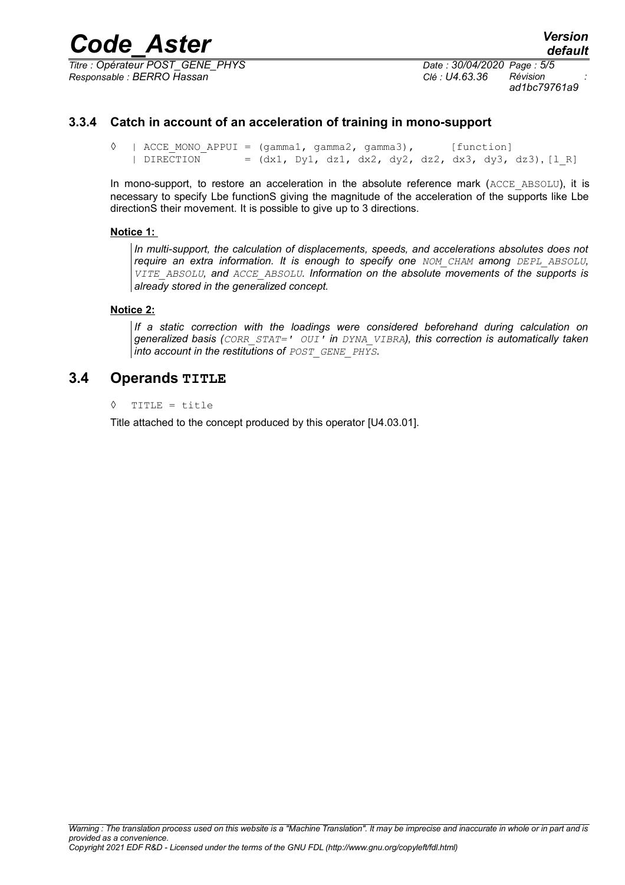### 3.3.4 Catch in account of an acceleration of training in mono-support

```
◊  | ACCE_MONO_APPUI = (gamma1, gamma2, gamma3),       [function]
   | DIRECTION       = (dx1, Dy1, dz1, dx2, dy2, dz2, dx3, dy3, dz3),[l_R]
```

In mono-support, to restore an acceleration in the absolute reference mark (ACCE_ABSOLU), it is necessary to specify Lbe functionS giving the magnitude of the acceleration of the supports like Lbe directionS their movement. It is possible to give up to 3 directions.

**Notice 1:**

*In multi-support, the calculation of displacements, speeds, and accelerations absolutes does not require an extra information. It is enough to specify one NOM_CHAM among DEPL_ABSOLU, VITE_ABSOLU, and ACCE_ABSOLU. Information on the absolute movements of the supports is already stored in the generalized concept.*

**Notice 2:**

*If a static correction with the loadings were considered beforehand during calculation on generalized basis (CORR_STAT=' OUI' in DYNA_VIBRA), this correction is automatically taken into account in the restitutions of POST_GENE_PHYS.*

## 3.4 Operands TITLE

```
◊  TITLE = title
```

Title attached to the concept produced by this operator [U4.03.01].